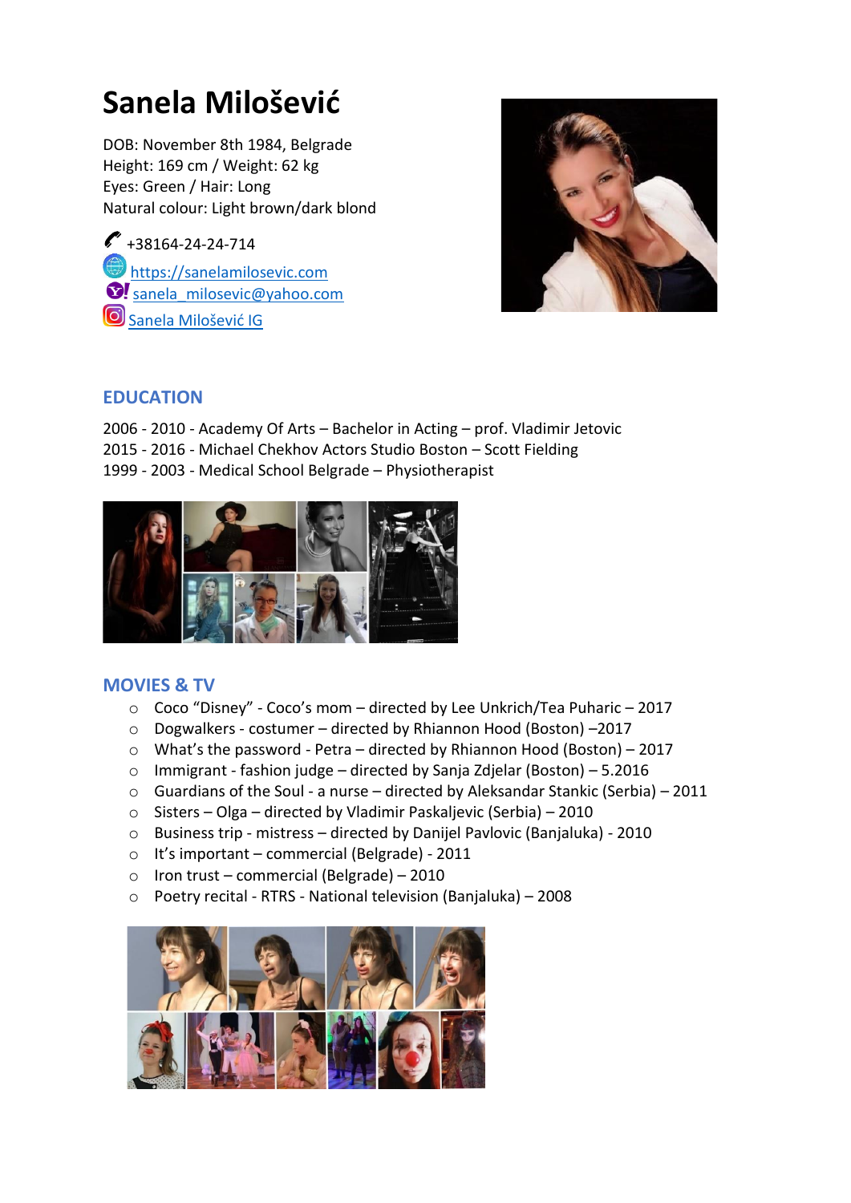# Sanela Milošević

DOB: November 8th 1984, Belgrade
Height: 169 cm / Weight: 62 kg
Eyes: Green / Hair: Long
Natural colour: Light brown/dark blond

+38164-24-24-714
https://sanelamilosevic.com
sanela_milosevic@yahoo.com
Sanela Milošević IG

## EDUCATION

2006 - 2010 - Academy Of Arts – Bachelor in Acting – prof. Vladimir Jetovic
2015 - 2016 - Michael Chekhov Actors Studio Boston – Scott Fielding
1999 - 2003 - Medical School Belgrade – Physiotherapist

## MOVIES & TV

- Coco "Disney" - Coco's mom – directed by Lee Unkrich/Tea Puharic – 2017
- Dogwalkers - costumer – directed by Rhiannon Hood (Boston) –2017
- What's the password - Petra – directed by Rhiannon Hood (Boston) – 2017
- Immigrant - fashion judge – directed by Sanja Zdjelar (Boston) – 5.2016
- Guardians of the Soul - a nurse – directed by Aleksandar Stankic (Serbia) – 2011
- Sisters – Olga – directed by Vladimir Paskaljevic (Serbia) – 2010
- Business trip - mistress – directed by Danijel Pavlovic (Banjaluka) - 2010
- It's important – commercial (Belgrade) - 2011
- Iron trust – commercial (Belgrade) – 2010
- Poetry recital - RTRS - National television (Banjaluka) – 2008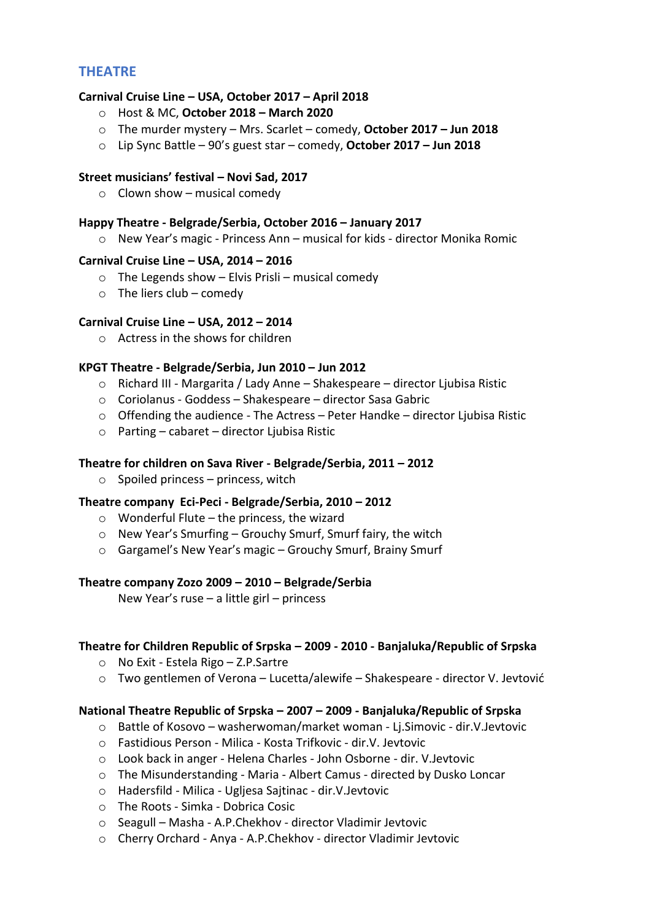## THEATRE

**Carnival Cruise Line – USA, October 2017 – April 2018**

- Host & MC, **October 2018 – March 2020**
- The murder mystery – Mrs. Scarlet – comedy, **October 2017 – Jun 2018**
- Lip Sync Battle – 90's guest star – comedy, **October 2017 – Jun 2018**

**Street musicians' festival – Novi Sad, 2017**

- Clown show – musical comedy

**Happy Theatre - Belgrade/Serbia, October 2016 – January 2017**

- New Year's magic - Princess Ann – musical for kids - director Monika Romic

**Carnival Cruise Line – USA, 2014 – 2016**

- The Legends show – Elvis Prisli – musical comedy
- The liers club – comedy

**Carnival Cruise Line – USA, 2012 – 2014**

- Actress in the shows for children

**KPGT Theatre - Belgrade/Serbia, Jun 2010 – Jun 2012**

- Richard III - Margarita / Lady Anne – Shakespeare – director Ljubisa Ristic
- Coriolanus - Goddess – Shakespeare – director Sasa Gabric
- Offending the audience - The Actress – Peter Handke – director Ljubisa Ristic
- Parting – cabaret – director Ljubisa Ristic

**Theatre for children on Sava River - Belgrade/Serbia, 2011 – 2012**

- Spoiled princess – princess, witch

**Theatre company Eci-Peci - Belgrade/Serbia, 2010 – 2012**

- Wonderful Flute – the princess, the wizard
- New Year's Smurfing – Grouchy Smurf, Smurf fairy, the witch
- Gargamel's New Year's magic – Grouchy Smurf, Brainy Smurf

**Theatre company Zozo 2009 – 2010 – Belgrade/Serbia**

New Year's ruse – a little girl – princess

**Theatre for Children Republic of Srpska – 2009 - 2010 - Banjaluka/Republic of Srpska**

- No Exit - Estela Rigo – Z.P.Sartre
- Two gentlemen of Verona – Lucetta/alewife – Shakespeare - director V. Jevtović

**National Theatre Republic of Srpska – 2007 – 2009 - Banjaluka/Republic of Srpska**

- Battle of Kosovo – washerwoman/market woman - Lj.Simovic - dir.V.Jevtovic
- Fastidious Person - Milica - Kosta Trifkovic - dir.V. Jevtovic
- Look back in anger - Helena Charles - John Osborne - dir. V.Jevtovic
- The Misunderstanding - Maria - Albert Camus - directed by Dusko Loncar
- Hadersfild - Milica - Ugljesa Sajtinac - dir.V.Jevtovic
- The Roots - Simka - Dobrica Cosic
- Seagull – Masha - A.P.Chekhov - director Vladimir Jevtovic
- Cherry Orchard - Anya - A.P.Chekhov - director Vladimir Jevtovic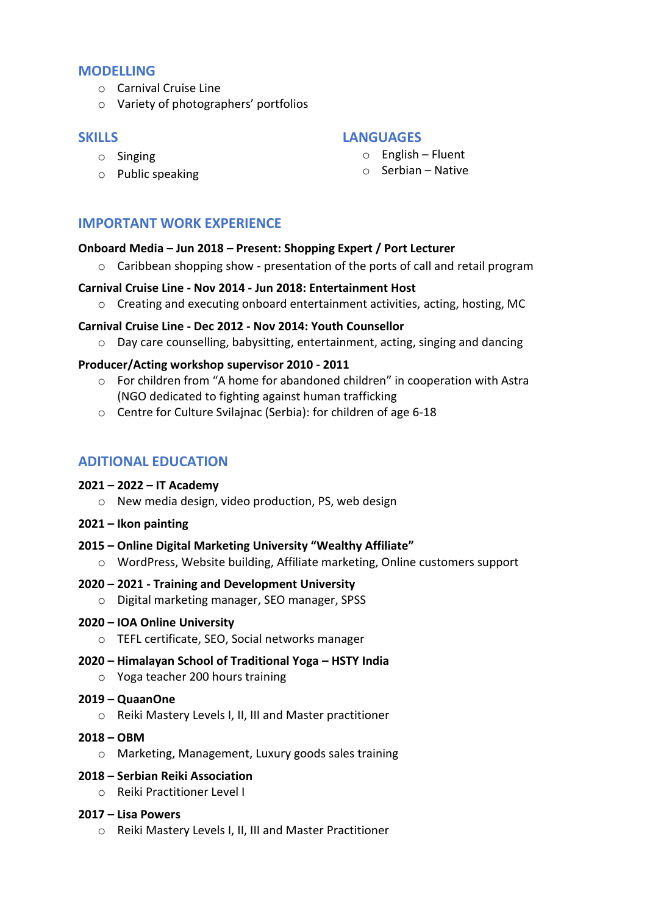## MODELLING

- Carnival Cruise Line
- Variety of photographers' portfolios

## SKILLS

- Singing
- Public speaking

## LANGUAGES

- English – Fluent
- Serbian – Native

## IMPORTANT WORK EXPERIENCE

**Onboard Media – Jun 2018 – Present: Shopping Expert / Port Lecturer**

- Caribbean shopping show - presentation of the ports of call and retail program

**Carnival Cruise Line - Nov 2014 - Jun 2018: Entertainment Host**

- Creating and executing onboard entertainment activities, acting, hosting, MC

**Carnival Cruise Line - Dec 2012 - Nov 2014: Youth Counsellor**

- Day care counselling, babysitting, entertainment, acting, singing and dancing

**Producer/Acting workshop supervisor 2010 - 2011**

- For children from "A home for abandoned children" in cooperation with Astra (NGO dedicated to fighting against human trafficking
- Centre for Culture Svilajnac (Serbia): for children of age 6-18

## ADITIONAL EDUCATION

**2021 – 2022 – IT Academy**

- New media design, video production, PS, web design

**2021 – Ikon painting**

**2015 – Online Digital Marketing University "Wealthy Affiliate"**

- WordPress, Website building, Affiliate marketing, Online customers support

**2020 – 2021 - Training and Development University**

- Digital marketing manager, SEO manager, SPSS

**2020 – IOA Online University**

- TEFL certificate, SEO, Social networks manager

**2020 – Himalayan School of Traditional Yoga – HSTY India**

- Yoga teacher 200 hours training

**2019 – QuaanOne**

- Reiki Mastery Levels I, II, III and Master practitioner

**2018 – OBM**

- Marketing, Management, Luxury goods sales training

**2018 – Serbian Reiki Association**

- Reiki Practitioner Level I

**2017 – Lisa Powers**

- Reiki Mastery Levels I, II, III and Master Practitioner